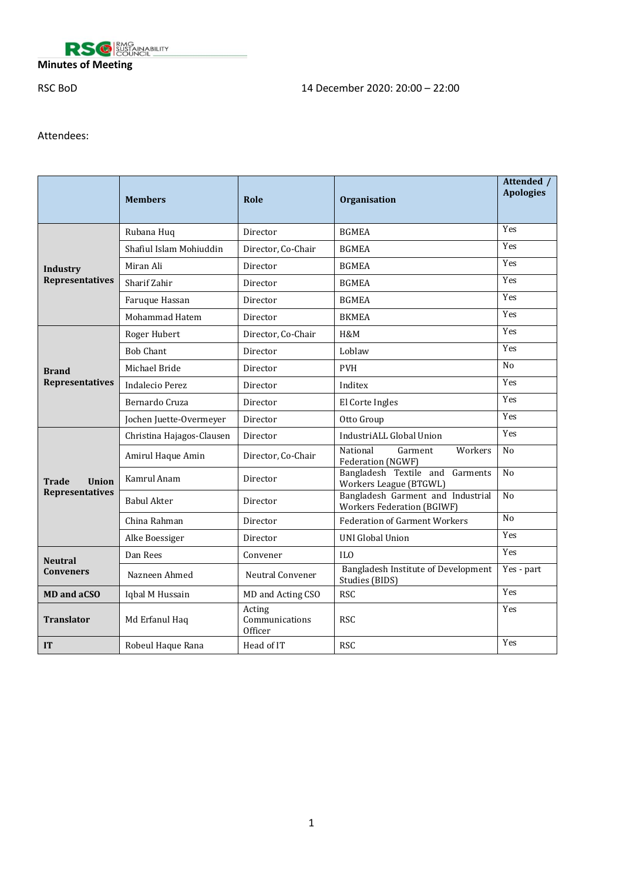**Minutes of Meeting**

RSC BoD 14 December 2020: 20:00 – 22:00

Attendees:

| | Members | Role | Organisation | Attended / Apologies |
|---|---|---|---|---|
| Industry Representatives | Rubana Huq | Director | BGMEA | Yes |
| | Shafiul Islam Mohiuddin | Director, Co-Chair | BGMEA | Yes |
| | Miran Ali | Director | BGMEA | Yes |
| | Sharif Zahir | Director | BGMEA | Yes |
| | Faruque Hassan | Director | BGMEA | Yes |
| | Mohammad Hatem | Director | BKMEA | Yes |
| Brand Representatives | Roger Hubert | Director, Co-Chair | H&M | Yes |
| | Bob Chant | Director | Loblaw | Yes |
| | Michael Bride | Director | PVH | No |
| | Indalecio Perez | Director | Inditex | Yes |
| | Bernardo Cruza | Director | El Corte Ingles | Yes |
| | Jochen Juette-Overmeyer | Director | Otto Group | Yes |
| Trade Union Representatives | Christina Hajagos-Clausen | Director | IndustriALL Global Union | Yes |
| | Amirul Haque Amin | Director, Co-Chair | National Garment Workers Federation (NGWF) | No |
| | Kamrul Anam | Director | Bangladesh Textile and Garments Workers League (BTGWL) | No |
| | Babul Akter | Director | Bangladesh Garment and Industrial Workers Federation (BGIWF) | No |
| | China Rahman | Director | Federation of Garment Workers | No |
| | Alke Boessiger | Director | UNI Global Union | Yes |
| Neutral Conveners | Dan Rees | Convener | ILO | Yes |
| | Nazneen Ahmed | Neutral Convener | Bangladesh Institute of Development Studies (BIDS) | Yes - part |
| MD and aCSO | Iqbal M Hussain | MD and Acting CSO | RSC | Yes |
| Translator | Md Erfanul Haq | Acting Communications Officer | RSC | Yes |
| IT | Robeul Haque Rana | Head of IT | RSC | Yes |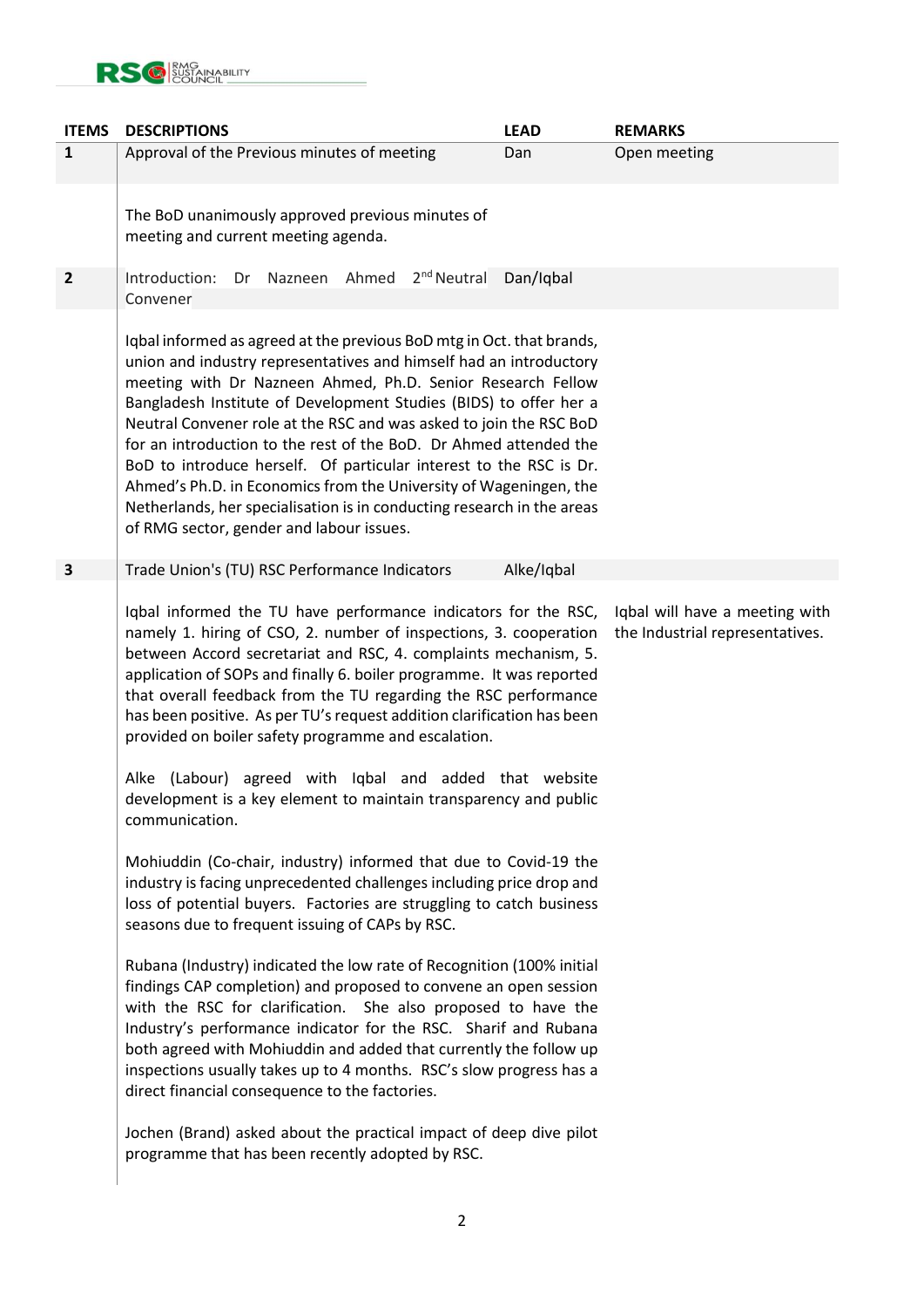| ITEMS | DESCRIPTIONS | LEAD | REMARKS |
|---|---|---|---|
| 1 | Approval of the Previous minutes of meeting | Dan | Open meeting |
| | The BoD unanimously approved previous minutes of meeting and current meeting agenda. | | |
| 2 | Introduction: Dr Nazneen Ahmed 2nd Neutral Convener | Dan/Iqbal | |
| | Iqbal informed as agreed at the previous BoD mtg in Oct. that brands, union and industry representatives and himself had an introductory meeting with Dr Nazneen Ahmed, Ph.D. Senior Research Fellow Bangladesh Institute of Development Studies (BIDS) to offer her a Neutral Convener role at the RSC and was asked to join the RSC BoD for an introduction to the rest of the BoD. Dr Ahmed attended the BoD to introduce herself. Of particular interest to the RSC is Dr. Ahmed's Ph.D. in Economics from the University of Wageningen, the Netherlands, her specialisation is in conducting research in the areas of RMG sector, gender and labour issues. | | |
| 3 | Trade Union's (TU) RSC Performance Indicators | Alke/Iqbal | |
| | Iqbal informed the TU have performance indicators for the RSC, namely 1. hiring of CSO, 2. number of inspections, 3. cooperation between Accord secretariat and RSC, 4. complaints mechanism, 5. application of SOPs and finally 6. boiler programme. It was reported that overall feedback from the TU regarding the RSC performance has been positive. As per TU's request addition clarification has been provided on boiler safety programme and escalation.<br><br>Alke (Labour) agreed with Iqbal and added that website development is a key element to maintain transparency and public communication.<br><br>Mohiuddin (Co-chair, industry) informed that due to Covid-19 the industry is facing unprecedented challenges including price drop and loss of potential buyers. Factories are struggling to catch business seasons due to frequent issuing of CAPs by RSC.<br><br>Rubana (Industry) indicated the low rate of Recognition (100% initial findings CAP completion) and proposed to convene an open session with the RSC for clarification. She also proposed to have the Industry's performance indicator for the RSC. Sharif and Rubana both agreed with Mohiuddin and added that currently the follow up inspections usually takes up to 4 months. RSC's slow progress has a direct financial consequence to the factories.<br><br>Jochen (Brand) asked about the practical impact of deep dive pilot programme that has been recently adopted by RSC. | | Iqbal will have a meeting with the Industrial representatives. |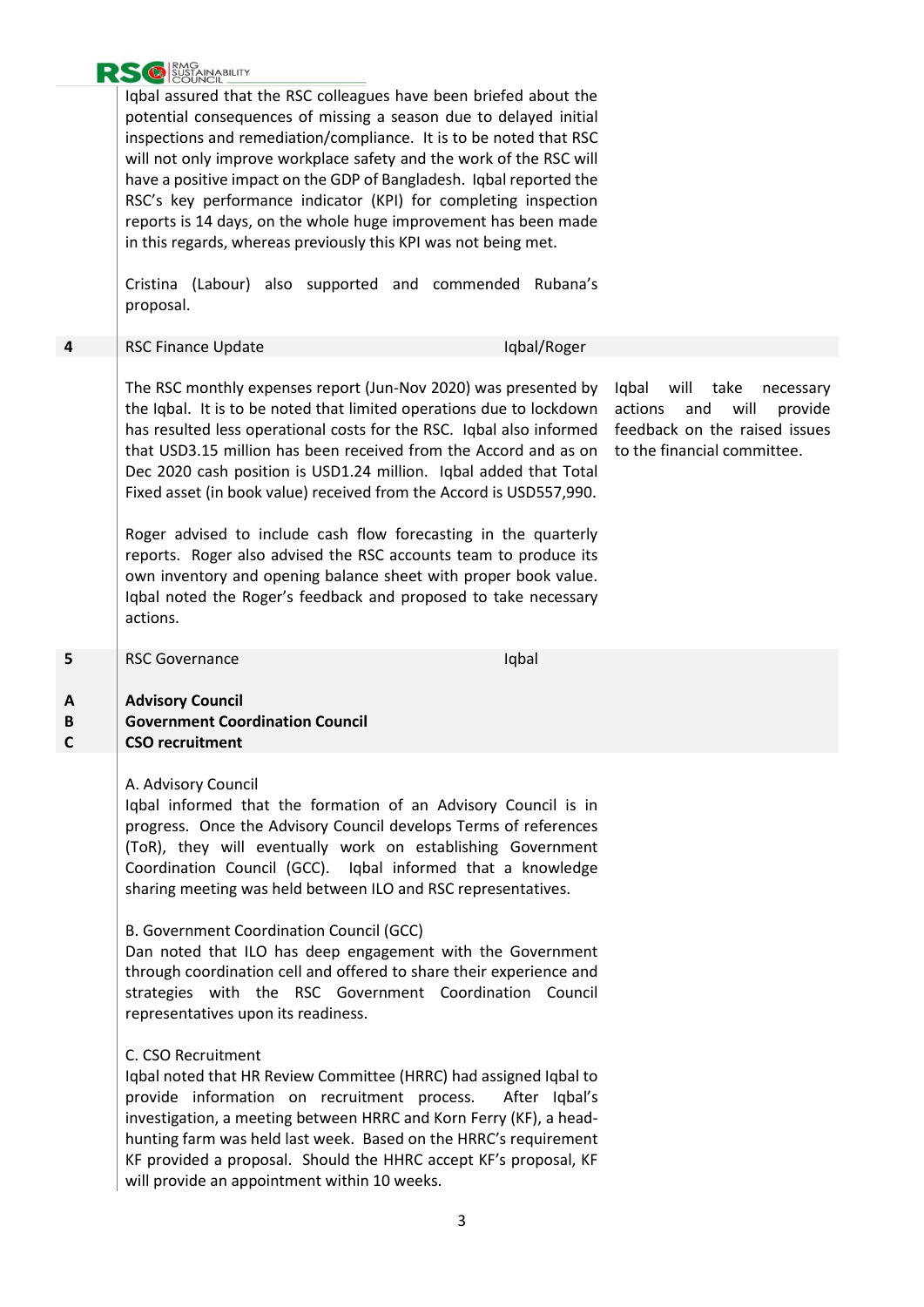| | | | |
|---|---|---|---|
| | Iqbal assured that the RSC colleagues have been briefed about the potential consequences of missing a season due to delayed initial inspections and remediation/compliance. It is to be noted that RSC will not only improve workplace safety and the work of the RSC will have a positive impact on the GDP of Bangladesh. Iqbal reported the RSC's key performance indicator (KPI) for completing inspection reports is 14 days, on the whole huge improvement has been made in this regards, whereas previously this KPI was not being met.<br><br>Cristina (Labour) also supported and commended Rubana's proposal. | | |
| **4** | RSC Finance Update | Iqbal/Roger | |
| | The RSC monthly expenses report (Jun-Nov 2020) was presented by the Iqbal. It is to be noted that limited operations due to lockdown has resulted less operational costs for the RSC. Iqbal also informed that USD3.15 million has been received from the Accord and as on Dec 2020 cash position is USD1.24 million. Iqbal added that Total Fixed asset (in book value) received from the Accord is USD557,990.<br><br>Roger advised to include cash flow forecasting in the quarterly reports. Roger also advised the RSC accounts team to produce its own inventory and opening balance sheet with proper book value. Iqbal noted the Roger's feedback and proposed to take necessary actions. | | Iqbal will take necessary actions and will provide feedback on the raised issues to the financial committee. |
| **5** | RSC Governance | Iqbal | |
| **A**<br>**B**<br>**C** | **Advisory Council**<br>**Government Coordination Council**<br>**CSO recruitment** | | |
| | A. Advisory Council<br>Iqbal informed that the formation of an Advisory Council is in progress. Once the Advisory Council develops Terms of references (ToR), they will eventually work on establishing Government Coordination Council (GCC). Iqbal informed that a knowledge sharing meeting was held between ILO and RSC representatives.<br><br>B. Government Coordination Council (GCC)<br>Dan noted that ILO has deep engagement with the Government through coordination cell and offered to share their experience and strategies with the RSC Government Coordination Council representatives upon its readiness.<br><br>C. CSO Recruitment<br>Iqbal noted that HR Review Committee (HRRC) had assigned Iqbal to provide information on recruitment process. After Iqbal's investigation, a meeting between HRRC and Korn Ferry (KF), a head-hunting farm was held last week. Based on the HRRC's requirement KF provided a proposal. Should the HHRC accept KF's proposal, KF will provide an appointment within 10 weeks. | | |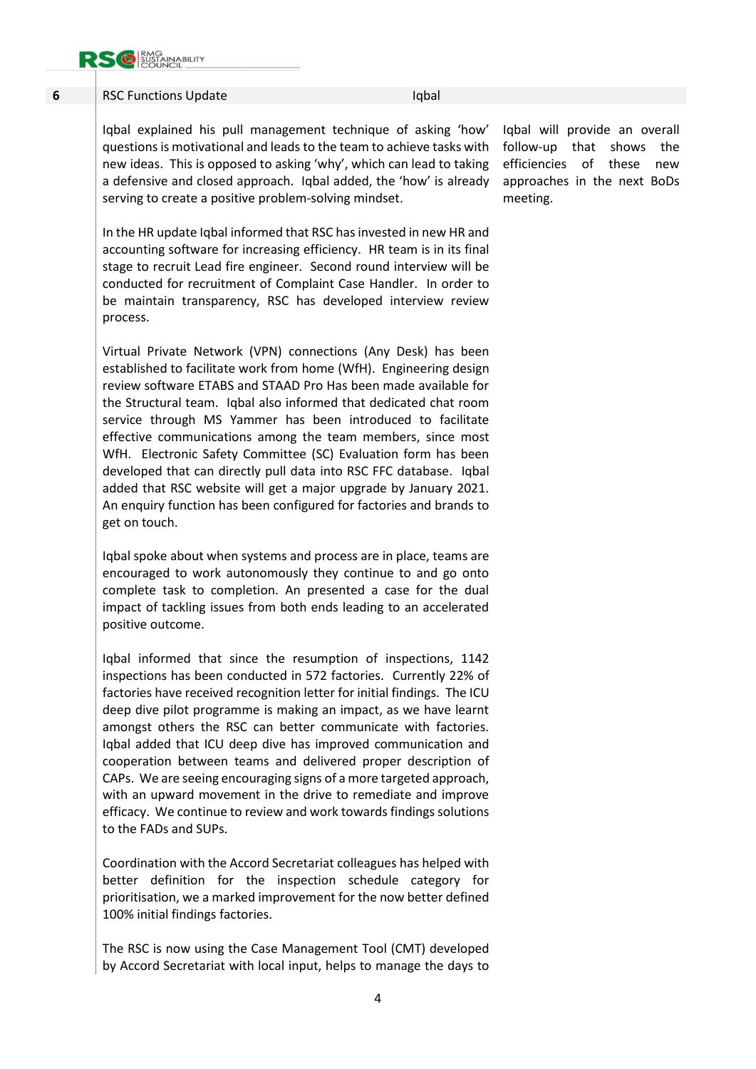| 6 | RSC Functions Update | Iqbal |
|---|---|---|
| | Iqbal explained his pull management technique of asking 'how' questions is motivational and leads to the team to achieve tasks with new ideas. This is opposed to asking 'why', which can lead to taking a defensive and closed approach. Iqbal added, the 'how' is already serving to create a positive problem-solving mindset. | Iqbal will provide an overall follow-up that shows the efficiencies of these new approaches in the next BoDs meeting. |

In the HR update Iqbal informed that RSC has invested in new HR and accounting software for increasing efficiency. HR team is in its final stage to recruit Lead fire engineer. Second round interview will be conducted for recruitment of Complaint Case Handler. In order to be maintain transparency, RSC has developed interview review process.

Virtual Private Network (VPN) connections (Any Desk) has been established to facilitate work from home (WfH). Engineering design review software ETABS and STAAD Pro Has been made available for the Structural team. Iqbal also informed that dedicated chat room service through MS Yammer has been introduced to facilitate effective communications among the team members, since most WfH. Electronic Safety Committee (SC) Evaluation form has been developed that can directly pull data into RSC FFC database. Iqbal added that RSC website will get a major upgrade by January 2021. An enquiry function has been configured for factories and brands to get on touch.

Iqbal spoke about when systems and process are in place, teams are encouraged to work autonomously they continue to and go onto complete task to completion. An presented a case for the dual impact of tackling issues from both ends leading to an accelerated positive outcome.

Iqbal informed that since the resumption of inspections, 1142 inspections has been conducted in 572 factories. Currently 22% of factories have received recognition letter for initial findings. The ICU deep dive pilot programme is making an impact, as we have learnt amongst others the RSC can better communicate with factories. Iqbal added that ICU deep dive has improved communication and cooperation between teams and delivered proper description of CAPs. We are seeing encouraging signs of a more targeted approach, with an upward movement in the drive to remediate and improve efficacy. We continue to review and work towards findings solutions to the FADs and SUPs.

Coordination with the Accord Secretariat colleagues has helped with better definition for the inspection schedule category for prioritisation, we a marked improvement for the now better defined 100% initial findings factories.

The RSC is now using the Case Management Tool (CMT) developed by Accord Secretariat with local input, helps to manage the days to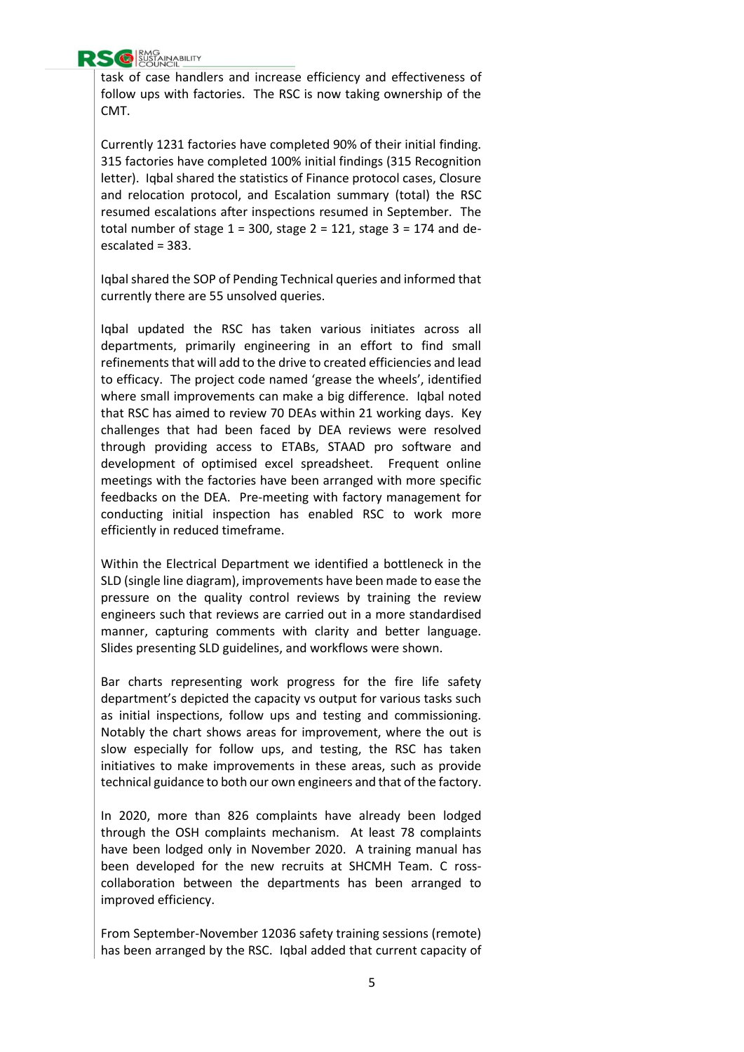task of case handlers and increase efficiency and effectiveness of follow ups with factories. The RSC is now taking ownership of the CMT.

Currently 1231 factories have completed 90% of their initial finding. 315 factories have completed 100% initial findings (315 Recognition letter). Iqbal shared the statistics of Finance protocol cases, Closure and relocation protocol, and Escalation summary (total) the RSC resumed escalations after inspections resumed in September. The total number of stage 1 = 300, stage 2 = 121, stage 3 = 174 and de-escalated = 383.

Iqbal shared the SOP of Pending Technical queries and informed that currently there are 55 unsolved queries.

Iqbal updated the RSC has taken various initiates across all departments, primarily engineering in an effort to find small refinements that will add to the drive to created efficiencies and lead to efficacy. The project code named 'grease the wheels', identified where small improvements can make a big difference. Iqbal noted that RSC has aimed to review 70 DEAs within 21 working days. Key challenges that had been faced by DEA reviews were resolved through providing access to ETABs, STAAD pro software and development of optimised excel spreadsheet. Frequent online meetings with the factories have been arranged with more specific feedbacks on the DEA. Pre-meeting with factory management for conducting initial inspection has enabled RSC to work more efficiently in reduced timeframe.

Within the Electrical Department we identified a bottleneck in the SLD (single line diagram), improvements have been made to ease the pressure on the quality control reviews by training the review engineers such that reviews are carried out in a more standardised manner, capturing comments with clarity and better language. Slides presenting SLD guidelines, and workflows were shown.

Bar charts representing work progress for the fire life safety department's depicted the capacity vs output for various tasks such as initial inspections, follow ups and testing and commissioning. Notably the chart shows areas for improvement, where the out is slow especially for follow ups, and testing, the RSC has taken initiatives to make improvements in these areas, such as provide technical guidance to both our own engineers and that of the factory.

In 2020, more than 826 complaints have already been lodged through the OSH complaints mechanism. At least 78 complaints have been lodged only in November 2020. A training manual has been developed for the new recruits at SHCMH Team. C ross-collaboration between the departments has been arranged to improved efficiency.

From September-November 12036 safety training sessions (remote) has been arranged by the RSC. Iqbal added that current capacity of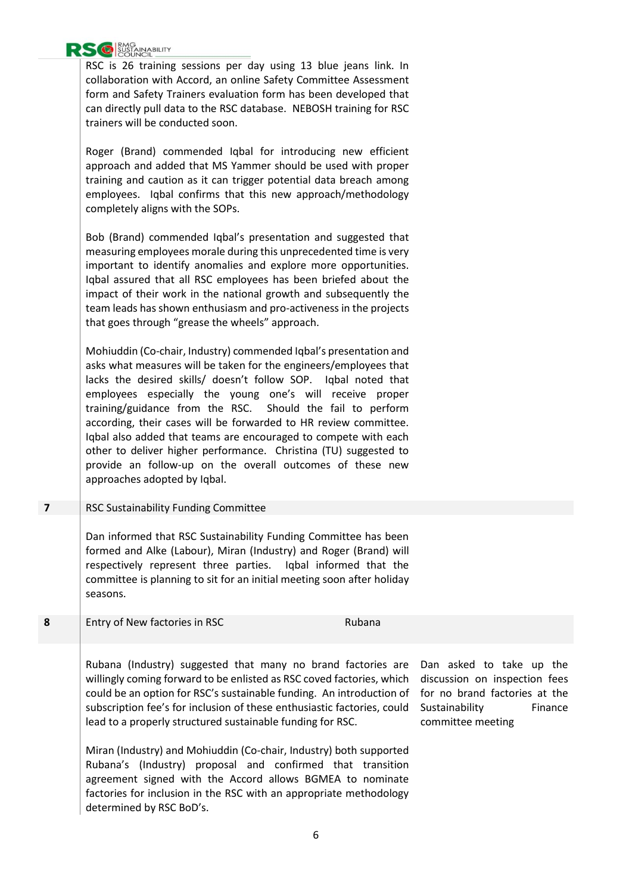RSC is 26 training sessions per day using 13 blue jeans link. In collaboration with Accord, an online Safety Committee Assessment form and Safety Trainers evaluation form has been developed that can directly pull data to the RSC database. NEBOSH training for RSC trainers will be conducted soon.

Roger (Brand) commended Iqbal for introducing new efficient approach and added that MS Yammer should be used with proper training and caution as it can trigger potential data breach among employees. Iqbal confirms that this new approach/methodology completely aligns with the SOPs.

Bob (Brand) commended Iqbal's presentation and suggested that measuring employees morale during this unprecedented time is very important to identify anomalies and explore more opportunities. Iqbal assured that all RSC employees has been briefed about the impact of their work in the national growth and subsequently the team leads has shown enthusiasm and pro-activeness in the projects that goes through "grease the wheels" approach.

Mohiuddin (Co-chair, Industry) commended Iqbal's presentation and asks what measures will be taken for the engineers/employees that lacks the desired skills/ doesn't follow SOP. Iqbal noted that employees especially the young one's will receive proper training/guidance from the RSC. Should the fail to perform according, their cases will be forwarded to HR review committee. Iqbal also added that teams are encouraged to compete with each other to deliver higher performance. Christina (TU) suggested to provide an follow-up on the overall outcomes of these new approaches adopted by Iqbal.

| 7 | RSC Sustainability Funding Committee | | |
|---|---|---|---|
| | Dan informed that RSC Sustainability Funding Committee has been formed and Alke (Labour), Miran (Industry) and Roger (Brand) will respectively represent three parties. Iqbal informed that the committee is planning to sit for an initial meeting soon after holiday seasons. | | |
| **8** | **Entry of New factories in RSC** | **Rubana** | |
| | Rubana (Industry) suggested that many no brand factories are willingly coming forward to be enlisted as RSC coved factories, which could be an option for RSC's sustainable funding. An introduction of subscription fee's for inclusion of these enthusiastic factories, could lead to a properly structured sustainable funding for RSC.<br><br>Miran (Industry) and Mohiuddin (Co-chair, Industry) both supported Rubana's (Industry) proposal and confirmed that transition agreement signed with the Accord allows BGMEA to nominate factories for inclusion in the RSC with an appropriate methodology determined by RSC BoD's. | | Dan asked to take up the discussion on inspection fees for no brand factories at the Sustainability Finance committee meeting |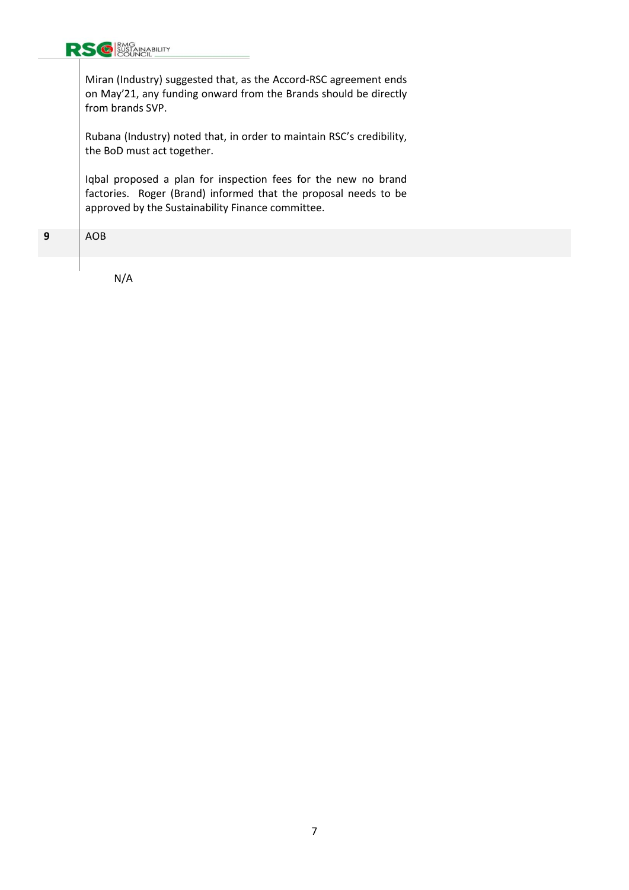Miran (Industry) suggested that, as the Accord-RSC agreement ends on May'21, any funding onward from the Brands should be directly from brands SVP.

Rubana (Industry) noted that, in order to maintain RSC's credibility, the BoD must act together.

Iqbal proposed a plan for inspection fees for the new no brand factories. Roger (Brand) informed that the proposal needs to be approved by the Sustainability Finance committee.

| | |
|---|---|
| **9** | AOB |

N/A